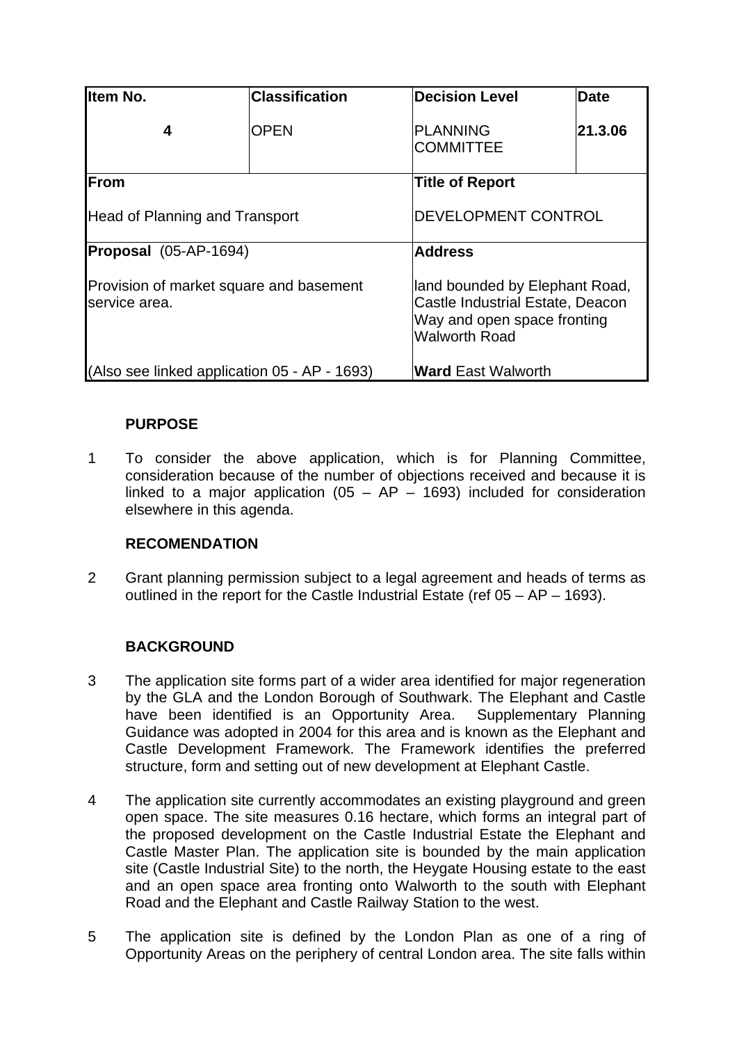| Item No. | Classification | Decision Level | Date |
|---|---|---|---|
| **4** | OPEN | PLANNING COMMITTEE | **21.3.06** |
| **From** | | **Title of Report** | |
| Head of Planning and Transport | | DEVELOPMENT CONTROL | |
| **Proposal** (05-AP-1694) | | **Address** | |
| Provision of market square and basement service area. | | land bounded by Elephant Road, Castle Industrial Estate, Deacon Way and open space fronting Walworth Road | |
| (Also see linked application 05 - AP - 1693) | | **Ward** East Walworth | |

**PURPOSE**

1 To consider the above application, which is for Planning Committee, consideration because of the number of objections received and because it is linked to a major application (05 – AP – 1693) included for consideration elsewhere in this agenda.

**RECOMENDATION**

2 Grant planning permission subject to a legal agreement and heads of terms as outlined in the report for the Castle Industrial Estate (ref 05 – AP – 1693).

**BACKGROUND**

3 The application site forms part of a wider area identified for major regeneration by the GLA and the London Borough of Southwark. The Elephant and Castle have been identified is an Opportunity Area. Supplementary Planning Guidance was adopted in 2004 for this area and is known as the Elephant and Castle Development Framework. The Framework identifies the preferred structure, form and setting out of new development at Elephant Castle.

4 The application site currently accommodates an existing playground and green open space. The site measures 0.16 hectare, which forms an integral part of the proposed development on the Castle Industrial Estate the Elephant and Castle Master Plan. The application site is bounded by the main application site (Castle Industrial Site) to the north, the Heygate Housing estate to the east and an open space area fronting onto Walworth to the south with Elephant Road and the Elephant and Castle Railway Station to the west.

5 The application site is defined by the London Plan as one of a ring of Opportunity Areas on the periphery of central London area. The site falls within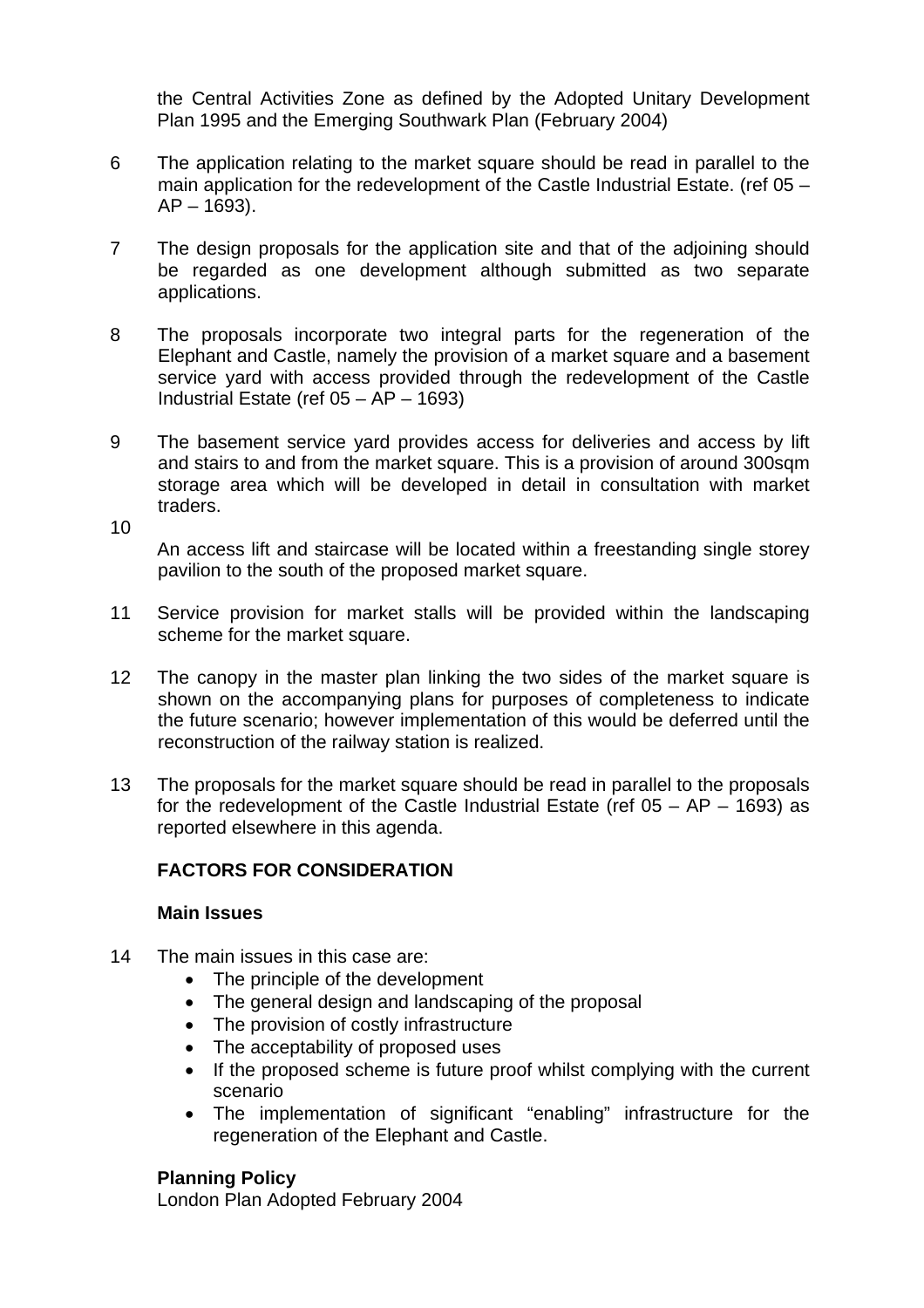the Central Activities Zone as defined by the Adopted Unitary Development Plan 1995 and the Emerging Southwark Plan (February 2004)

6 The application relating to the market square should be read in parallel to the main application for the redevelopment of the Castle Industrial Estate. (ref 05 – AP – 1693).

7 The design proposals for the application site and that of the adjoining should be regarded as one development although submitted as two separate applications.

8 The proposals incorporate two integral parts for the regeneration of the Elephant and Castle, namely the provision of a market square and a basement service yard with access provided through the redevelopment of the Castle Industrial Estate (ref 05 – AP – 1693)

9 The basement service yard provides access for deliveries and access by lift and stairs to and from the market square. This is a provision of around 300sqm storage area which will be developed in detail in consultation with market traders.

10 An access lift and staircase will be located within a freestanding single storey pavilion to the south of the proposed market square.

11 Service provision for market stalls will be provided within the landscaping scheme for the market square.

12 The canopy in the master plan linking the two sides of the market square is shown on the accompanying plans for purposes of completeness to indicate the future scenario; however implementation of this would be deferred until the reconstruction of the railway station is realized.

13 The proposals for the market square should be read in parallel to the proposals for the redevelopment of the Castle Industrial Estate (ref 05 – AP – 1693) as reported elsewhere in this agenda.

**FACTORS FOR CONSIDERATION**

**Main Issues**

14 The main issues in this case are:

- The principle of the development
- The general design and landscaping of the proposal
- The provision of costly infrastructure
- The acceptability of proposed uses
- If the proposed scheme is future proof whilst complying with the current scenario
- The implementation of significant "enabling" infrastructure for the regeneration of the Elephant and Castle.

**Planning Policy**

London Plan Adopted February 2004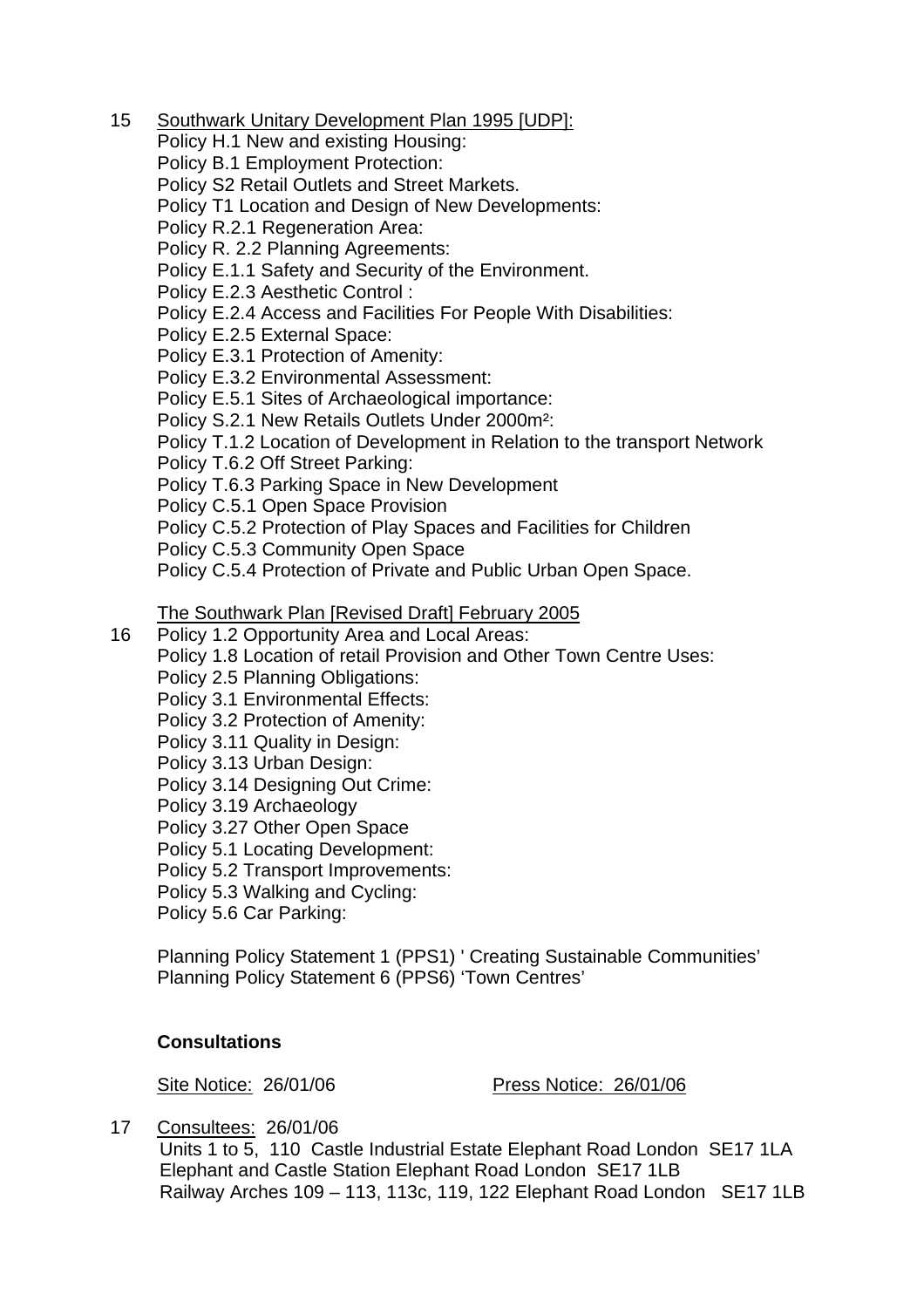15 <u>Southwark Unitary Development Plan 1995 [UDP]:</u>

Policy H.1 New and existing Housing:
Policy B.1 Employment Protection:
Policy S2 Retail Outlets and Street Markets.
Policy T1 Location and Design of New Developments:
Policy R.2.1 Regeneration Area:
Policy R. 2.2 Planning Agreements:
Policy E.1.1 Safety and Security of the Environment.
Policy E.2.3 Aesthetic Control :
Policy E.2.4 Access and Facilities For People With Disabilities:
Policy E.2.5 External Space:
Policy E.3.1 Protection of Amenity:
Policy E.3.2 Environmental Assessment:
Policy E.5.1 Sites of Archaeological importance:
Policy S.2.1 New Retails Outlets Under 2000m²:
Policy T.1.2 Location of Development in Relation to the transport Network
Policy T.6.2 Off Street Parking:
Policy T.6.3 Parking Space in New Development
Policy C.5.1 Open Space Provision
Policy C.5.2 Protection of Play Spaces and Facilities for Children
Policy C.5.3 Community Open Space
Policy C.5.4 Protection of Private and Public Urban Open Space.

<u>The Southwark Plan [Revised Draft] February 2005</u>

16 Policy 1.2 Opportunity Area and Local Areas:
Policy 1.8 Location of retail Provision and Other Town Centre Uses:
Policy 2.5 Planning Obligations:
Policy 3.1 Environmental Effects:
Policy 3.2 Protection of Amenity:
Policy 3.11 Quality in Design:
Policy 3.13 Urban Design:
Policy 3.14 Designing Out Crime:
Policy 3.19 Archaeology
Policy 3.27 Other Open Space
Policy 5.1 Locating Development:
Policy 5.2 Transport Improvements:
Policy 5.3 Walking and Cycling:
Policy 5.6 Car Parking:

Planning Policy Statement 1 (PPS1) ' Creating Sustainable Communities'
Planning Policy Statement 6 (PPS6) 'Town Centres'

**Consultations**

<u>Site Notice:</u> 26/01/06 <u>Press Notice: 26/01/06</u>

17 <u>Consultees:</u> 26/01/06
Units 1 to 5, 110 Castle Industrial Estate Elephant Road London SE17 1LA
Elephant and Castle Station Elephant Road London SE17 1LB
Railway Arches 109 – 113, 113c, 119, 122 Elephant Road London SE17 1LB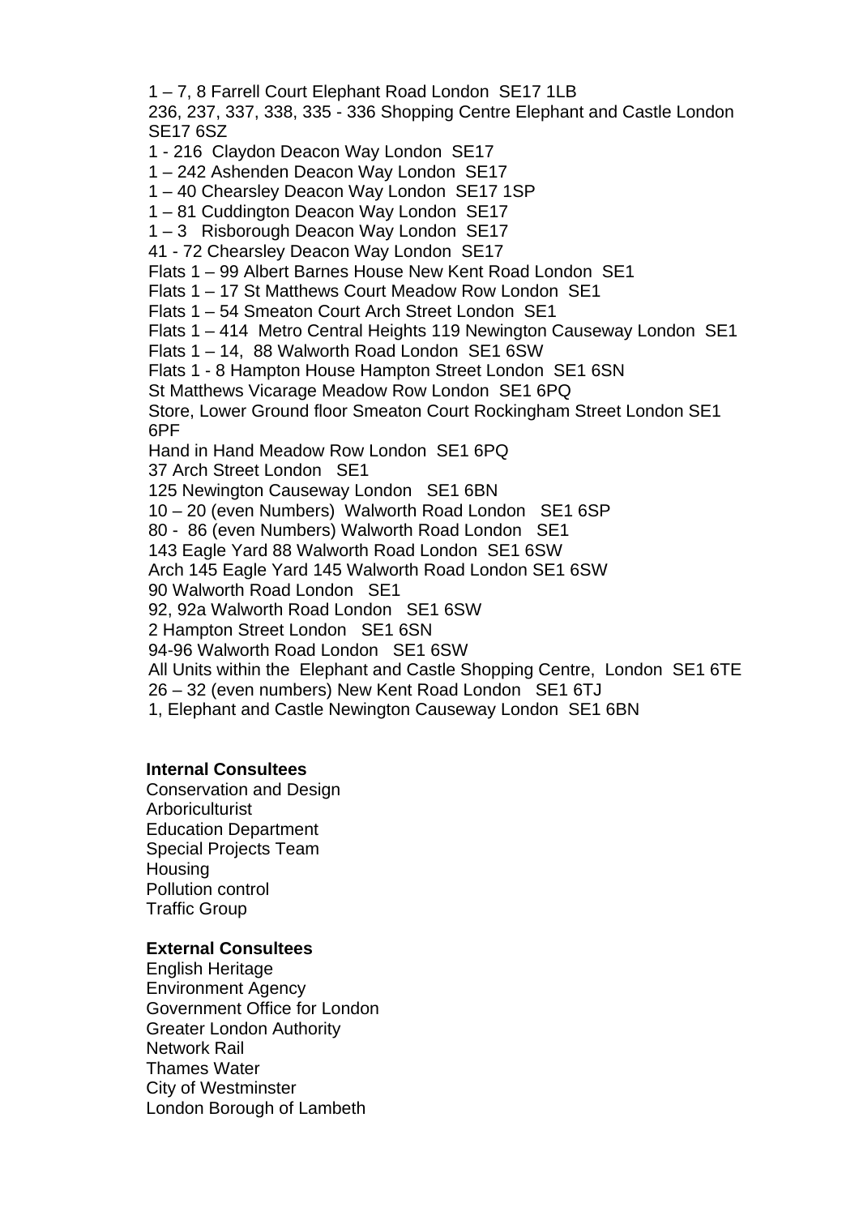1 – 7, 8 Farrell Court Elephant Road London SE17 1LB
236, 237, 337, 338, 335 - 336 Shopping Centre Elephant and Castle London SE17 6SZ
1 - 216 Claydon Deacon Way London SE17
1 – 242 Ashenden Deacon Way London SE17
1 – 40 Chearsley Deacon Way London SE17 1SP
1 – 81 Cuddington Deacon Way London SE17
1 – 3 Risborough Deacon Way London SE17
41 - 72 Chearsley Deacon Way London SE17
Flats 1 – 99 Albert Barnes House New Kent Road London SE1
Flats 1 – 17 St Matthews Court Meadow Row London SE1
Flats 1 – 54 Smeaton Court Arch Street London SE1
Flats 1 – 414 Metro Central Heights 119 Newington Causeway London SE1
Flats 1 – 14, 88 Walworth Road London SE1 6SW
Flats 1 - 8 Hampton House Hampton Street London SE1 6SN
St Matthews Vicarage Meadow Row London SE1 6PQ
Store, Lower Ground floor Smeaton Court Rockingham Street London SE1 6PF
Hand in Hand Meadow Row London SE1 6PQ
37 Arch Street London SE1
125 Newington Causeway London SE1 6BN
10 – 20 (even Numbers) Walworth Road London SE1 6SP
80 - 86 (even Numbers) Walworth Road London SE1
143 Eagle Yard 88 Walworth Road London SE1 6SW
Arch 145 Eagle Yard 145 Walworth Road London SE1 6SW
90 Walworth Road London SE1
92, 92a Walworth Road London SE1 6SW
2 Hampton Street London SE1 6SN
94-96 Walworth Road London SE1 6SW
All Units within the Elephant and Castle Shopping Centre, London SE1 6TE
26 – 32 (even numbers) New Kent Road London SE1 6TJ
1, Elephant and Castle Newington Causeway London SE1 6BN

**Internal Consultees**

Conservation and Design
Arboriculturist
Education Department
Special Projects Team
Housing
Pollution control
Traffic Group

**External Consultees**

English Heritage
Environment Agency
Government Office for London
Greater London Authority
Network Rail
Thames Water
City of Westminster
London Borough of Lambeth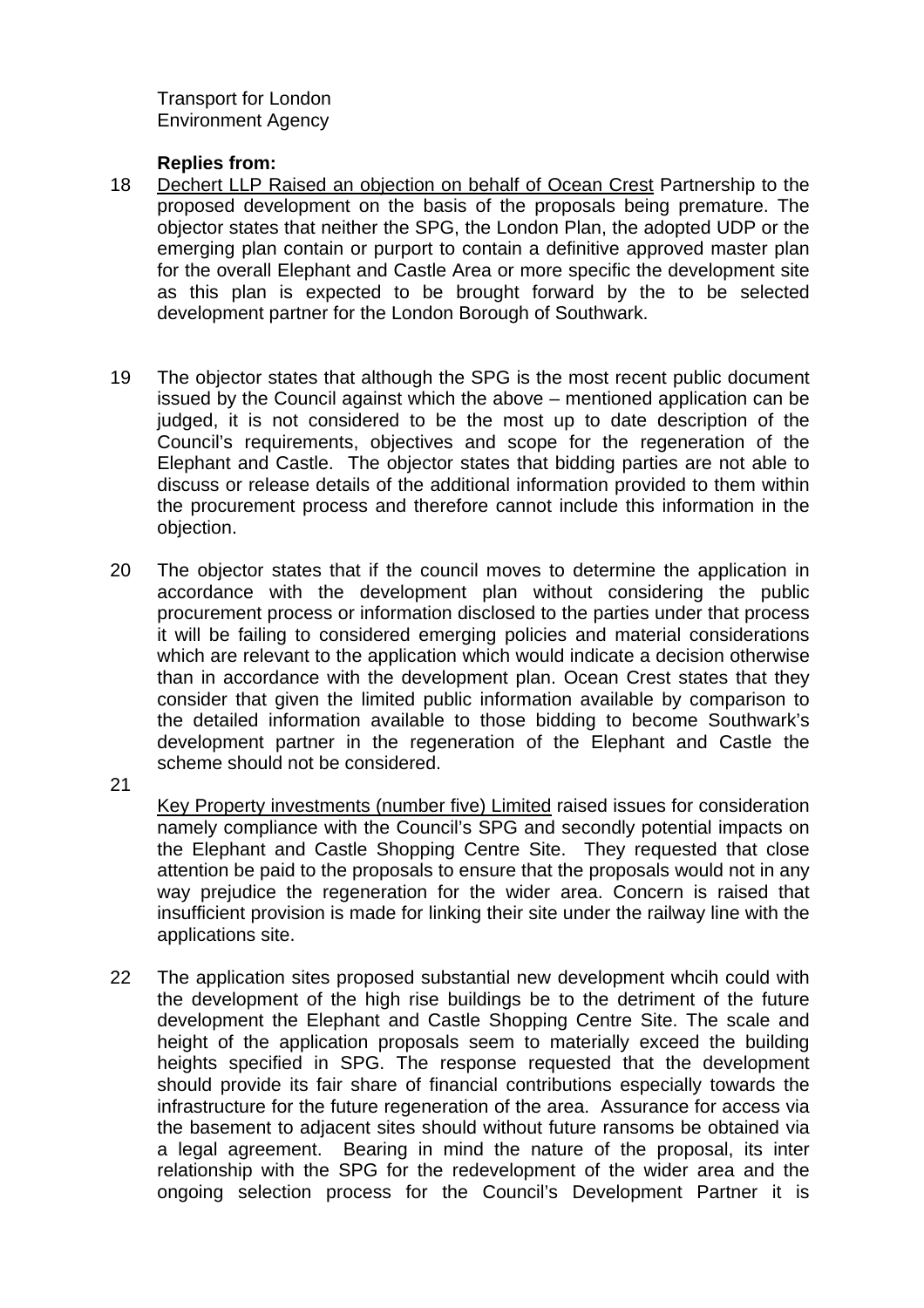Transport for London
Environment Agency

**Replies from:**

18 Dechert LLP Raised an objection on behalf of Ocean Crest Partnership to the proposed development on the basis of the proposals being premature. The objector states that neither the SPG, the London Plan, the adopted UDP or the emerging plan contain or purport to contain a definitive approved master plan for the overall Elephant and Castle Area or more specific the development site as this plan is expected to be brought forward by the to be selected development partner for the London Borough of Southwark.

19 The objector states that although the SPG is the most recent public document issued by the Council against which the above – mentioned application can be judged, it is not considered to be the most up to date description of the Council's requirements, objectives and scope for the regeneration of the Elephant and Castle. The objector states that bidding parties are not able to discuss or release details of the additional information provided to them within the procurement process and therefore cannot include this information in the objection.

20 The objector states that if the council moves to determine the application in accordance with the development plan without considering the public procurement process or information disclosed to the parties under that process it will be failing to considered emerging policies and material considerations which are relevant to the application which would indicate a decision otherwise than in accordance with the development plan. Ocean Crest states that they consider that given the limited public information available by comparison to the detailed information available to those bidding to become Southwark's development partner in the regeneration of the Elephant and Castle the scheme should not be considered.

21 Key Property investments (number five) Limited raised issues for consideration namely compliance with the Council's SPG and secondly potential impacts on the Elephant and Castle Shopping Centre Site. They requested that close attention be paid to the proposals to ensure that the proposals would not in any way prejudice the regeneration for the wider area. Concern is raised that insufficient provision is made for linking their site under the railway line with the applications site.

22 The application sites proposed substantial new development whcih could with the development of the high rise buildings be to the detriment of the future development the Elephant and Castle Shopping Centre Site. The scale and height of the application proposals seem to materially exceed the building heights specified in SPG. The response requested that the development should provide its fair share of financial contributions especially towards the infrastructure for the future regeneration of the area. Assurance for access via the basement to adjacent sites should without future ransoms be obtained via a legal agreement. Bearing in mind the nature of the proposal, its inter relationship with the SPG for the redevelopment of the wider area and the ongoing selection process for the Council's Development Partner it is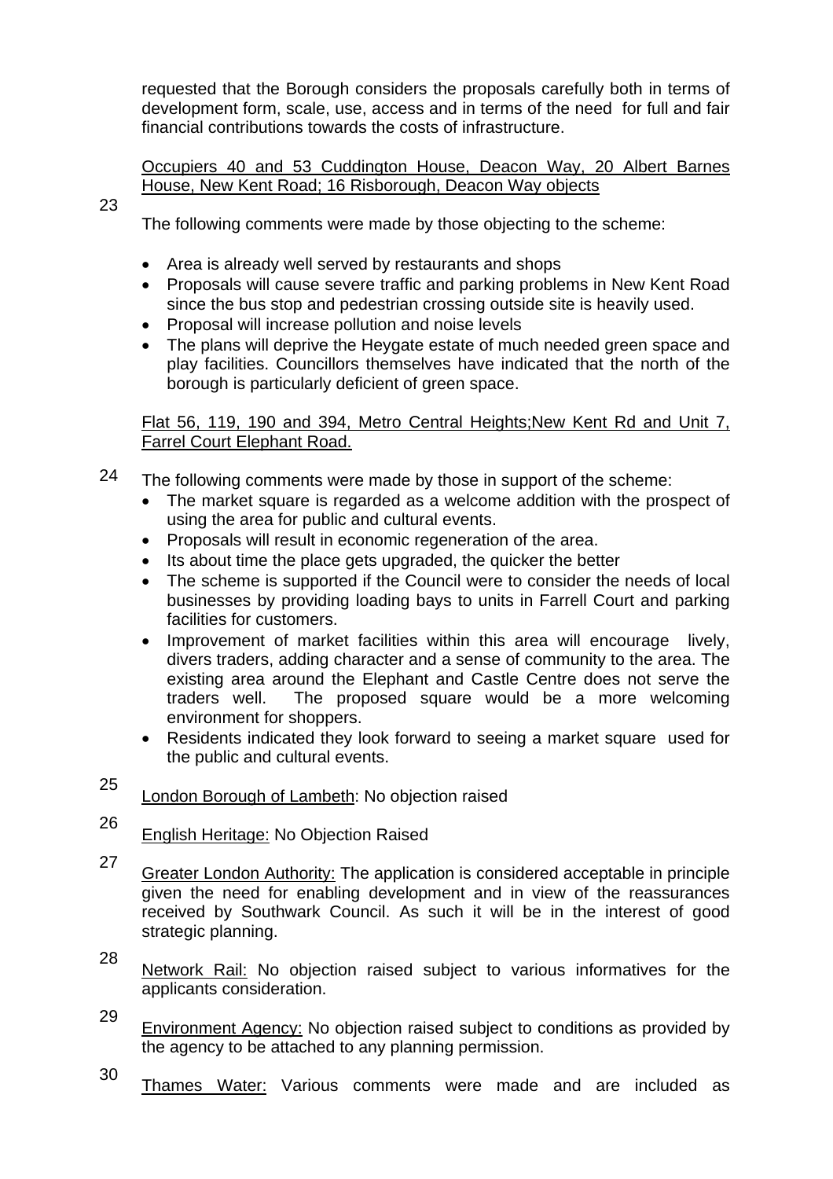requested that the Borough considers the proposals carefully both in terms of development form, scale, use, access and in terms of the need for full and fair financial contributions towards the costs of infrastructure.

Occupiers 40 and 53 Cuddington House, Deacon Way, 20 Albert Barnes House, New Kent Road; 16 Risborough, Deacon Way objects

23 The following comments were made by those objecting to the scheme:

- Area is already well served by restaurants and shops
- Proposals will cause severe traffic and parking problems in New Kent Road since the bus stop and pedestrian crossing outside site is heavily used.
- Proposal will increase pollution and noise levels
- The plans will deprive the Heygate estate of much needed green space and play facilities. Councillors themselves have indicated that the north of the borough is particularly deficient of green space.

Flat 56, 119, 190 and 394, Metro Central Heights;New Kent Rd and Unit 7, Farrel Court Elephant Road.

24 The following comments were made by those in support of the scheme:

- The market square is regarded as a welcome addition with the prospect of using the area for public and cultural events.
- Proposals will result in economic regeneration of the area.
- Its about time the place gets upgraded, the quicker the better
- The scheme is supported if the Council were to consider the needs of local businesses by providing loading bays to units in Farrell Court and parking facilities for customers.
- Improvement of market facilities within this area will encourage lively, divers traders, adding character and a sense of community to the area. The existing area around the Elephant and Castle Centre does not serve the traders well. The proposed square would be a more welcoming environment for shoppers.
- Residents indicated they look forward to seeing a market square used for the public and cultural events.

25 London Borough of Lambeth: No objection raised

26 English Heritage: No Objection Raised

27 Greater London Authority: The application is considered acceptable in principle given the need for enabling development and in view of the reassurances received by Southwark Council. As such it will be in the interest of good strategic planning.

28 Network Rail: No objection raised subject to various informatives for the applicants consideration.

29 Environment Agency: No objection raised subject to conditions as provided by the agency to be attached to any planning permission.

30 Thames Water: Various comments were made and are included as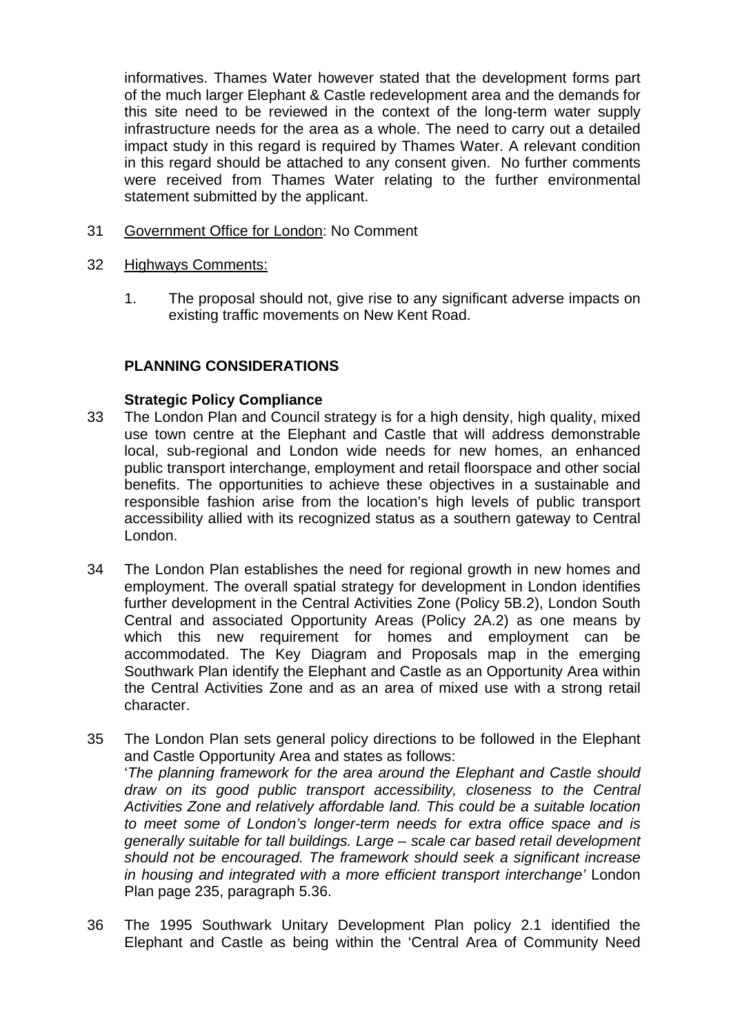informatives. Thames Water however stated that the development forms part of the much larger Elephant & Castle redevelopment area and the demands for this site need to be reviewed in the context of the long-term water supply infrastructure needs for the area as a whole. The need to carry out a detailed impact study in this regard is required by Thames Water. A relevant condition in this regard should be attached to any consent given. No further comments were received from Thames Water relating to the further environmental statement submitted by the applicant.

31 Government Office for London: No Comment

32 Highways Comments:

1. The proposal should not, give rise to any significant adverse impacts on existing traffic movements on New Kent Road.

**PLANNING CONSIDERATIONS**

**Strategic Policy Compliance**

33 The London Plan and Council strategy is for a high density, high quality, mixed use town centre at the Elephant and Castle that will address demonstrable local, sub-regional and London wide needs for new homes, an enhanced public transport interchange, employment and retail floorspace and other social benefits. The opportunities to achieve these objectives in a sustainable and responsible fashion arise from the location's high levels of public transport accessibility allied with its recognized status as a southern gateway to Central London.

34 The London Plan establishes the need for regional growth in new homes and employment. The overall spatial strategy for development in London identifies further development in the Central Activities Zone (Policy 5B.2), London South Central and associated Opportunity Areas (Policy 2A.2) as one means by which this new requirement for homes and employment can be accommodated. The Key Diagram and Proposals map in the emerging Southwark Plan identify the Elephant and Castle as an Opportunity Area within the Central Activities Zone and as an area of mixed use with a strong retail character.

35 The London Plan sets general policy directions to be followed in the Elephant and Castle Opportunity Area and states as follows:
'*The planning framework for the area around the Elephant and Castle should draw on its good public transport accessibility, closeness to the Central Activities Zone and relatively affordable land. This could be a suitable location to meet some of London's longer-term needs for extra office space and is generally suitable for tall buildings. Large – scale car based retail development should not be encouraged. The framework should seek a significant increase in housing and integrated with a more efficient transport interchange'* London Plan page 235, paragraph 5.36.

36 The 1995 Southwark Unitary Development Plan policy 2.1 identified the Elephant and Castle as being within the 'Central Area of Community Need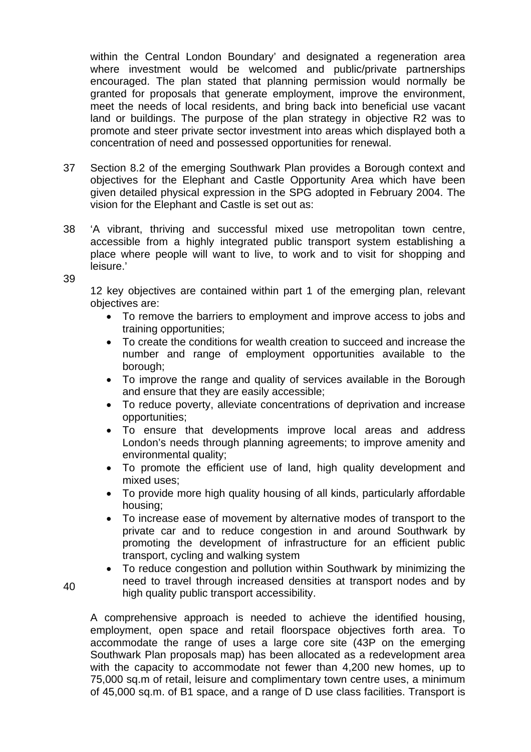within the Central London Boundary' and designated a regeneration area where investment would be welcomed and public/private partnerships encouraged. The plan stated that planning permission would normally be granted for proposals that generate employment, improve the environment, meet the needs of local residents, and bring back into beneficial use vacant land or buildings. The purpose of the plan strategy in objective R2 was to promote and steer private sector investment into areas which displayed both a concentration of need and possessed opportunities for renewal.

37 Section 8.2 of the emerging Southwark Plan provides a Borough context and objectives for the Elephant and Castle Opportunity Area which have been given detailed physical expression in the SPG adopted in February 2004. The vision for the Elephant and Castle is set out as:

38 'A vibrant, thriving and successful mixed use metropolitan town centre, accessible from a highly integrated public transport system establishing a place where people will want to live, to work and to visit for shopping and leisure.'

39 12 key objectives are contained within part 1 of the emerging plan, relevant objectives are:

- To remove the barriers to employment and improve access to jobs and training opportunities;
- To create the conditions for wealth creation to succeed and increase the number and range of employment opportunities available to the borough;
- To improve the range and quality of services available in the Borough and ensure that they are easily accessible;
- To reduce poverty, alleviate concentrations of deprivation and increase opportunities;
- To ensure that developments improve local areas and address London's needs through planning agreements; to improve amenity and environmental quality;
- To promote the efficient use of land, high quality development and mixed uses;
- To provide more high quality housing of all kinds, particularly affordable housing;
- To increase ease of movement by alternative modes of transport to the private car and to reduce congestion in and around Southwark by promoting the development of infrastructure for an efficient public transport, cycling and walking system
- To reduce congestion and pollution within Southwark by minimizing the need to travel through increased densities at transport nodes and by high quality public transport accessibility.

40 A comprehensive approach is needed to achieve the identified housing, employment, open space and retail floorspace objectives forth area. To accommodate the range of uses a large core site (43P on the emerging Southwark Plan proposals map) has been allocated as a redevelopment area with the capacity to accommodate not fewer than 4,200 new homes, up to 75,000 sq.m of retail, leisure and complimentary town centre uses, a minimum of 45,000 sq.m. of B1 space, and a range of D use class facilities. Transport is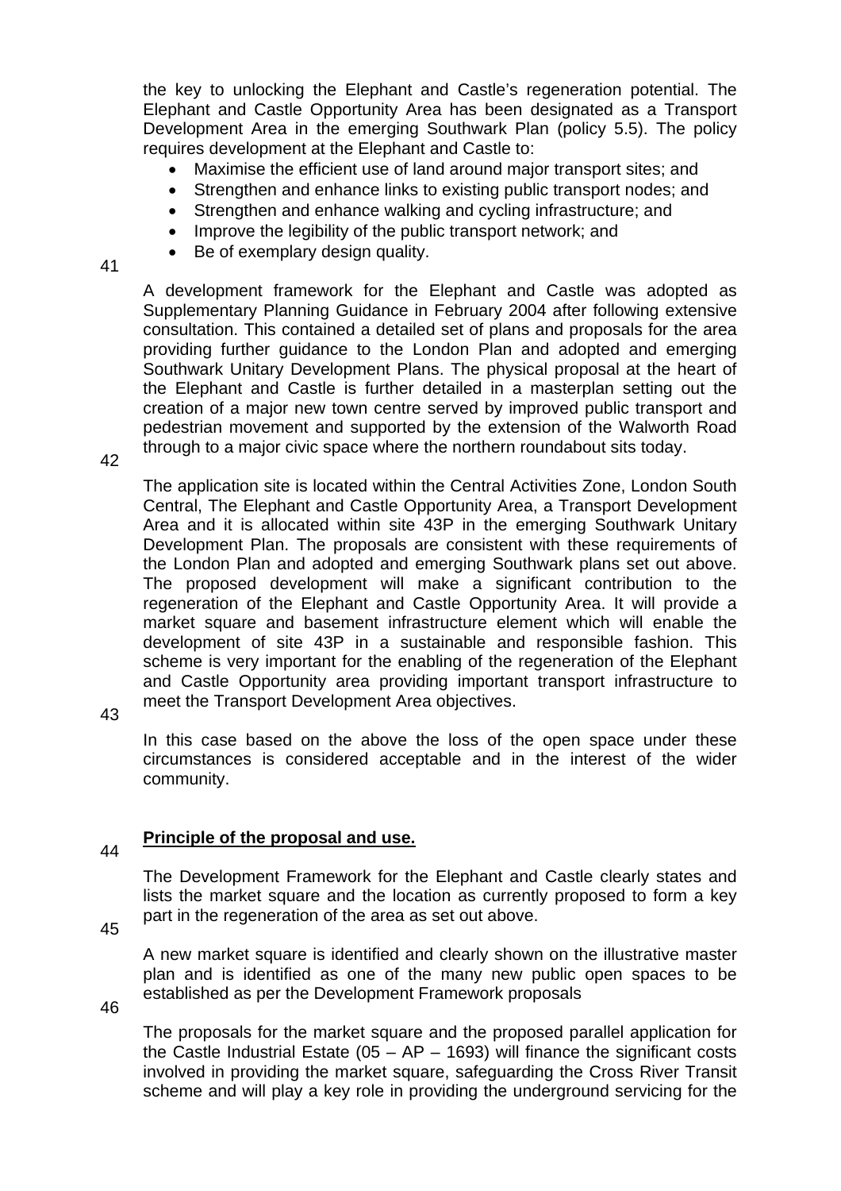the key to unlocking the Elephant and Castle's regeneration potential. The Elephant and Castle Opportunity Area has been designated as a Transport Development Area in the emerging Southwark Plan (policy 5.5). The policy requires development at the Elephant and Castle to:

- Maximise the efficient use of land around major transport sites; and
- Strengthen and enhance links to existing public transport nodes; and
- Strengthen and enhance walking and cycling infrastructure; and
- Improve the legibility of the public transport network; and
- Be of exemplary design quality.

41

A development framework for the Elephant and Castle was adopted as Supplementary Planning Guidance in February 2004 after following extensive consultation. This contained a detailed set of plans and proposals for the area providing further guidance to the London Plan and adopted and emerging Southwark Unitary Development Plans. The physical proposal at the heart of the Elephant and Castle is further detailed in a masterplan setting out the creation of a major new town centre served by improved public transport and pedestrian movement and supported by the extension of the Walworth Road through to a major civic space where the northern roundabout sits today.

42

The application site is located within the Central Activities Zone, London South Central, The Elephant and Castle Opportunity Area, a Transport Development Area and it is allocated within site 43P in the emerging Southwark Unitary Development Plan. The proposals are consistent with these requirements of the London Plan and adopted and emerging Southwark plans set out above. The proposed development will make a significant contribution to the regeneration of the Elephant and Castle Opportunity Area. It will provide a market square and basement infrastructure element which will enable the development of site 43P in a sustainable and responsible fashion. This scheme is very important for the enabling of the regeneration of the Elephant and Castle Opportunity area providing important transport infrastructure to meet the Transport Development Area objectives.

43

In this case based on the above the loss of the open space under these circumstances is considered acceptable and in the interest of the wider community.

44

**Principle of the proposal and use.**

The Development Framework for the Elephant and Castle clearly states and lists the market square and the location as currently proposed to form a key part in the regeneration of the area as set out above.

45

A new market square is identified and clearly shown on the illustrative master plan and is identified as one of the many new public open spaces to be established as per the Development Framework proposals

46

The proposals for the market square and the proposed parallel application for the Castle Industrial Estate (05 – AP – 1693) will finance the significant costs involved in providing the market square, safeguarding the Cross River Transit scheme and will play a key role in providing the underground servicing for the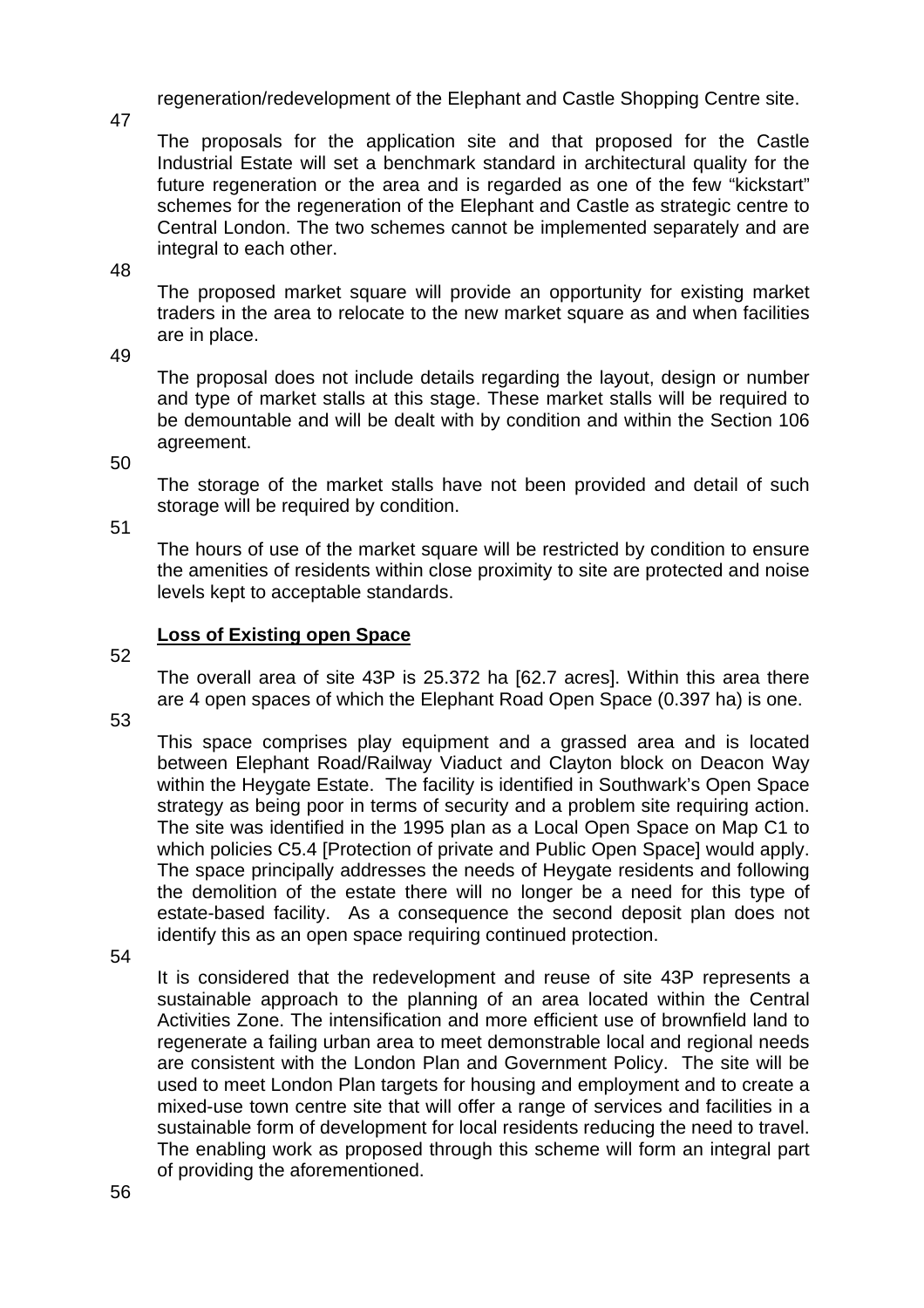regeneration/redevelopment of the Elephant and Castle Shopping Centre site.

47

The proposals for the application site and that proposed for the Castle Industrial Estate will set a benchmark standard in architectural quality for the future regeneration or the area and is regarded as one of the few "kickstart" schemes for the regeneration of the Elephant and Castle as strategic centre to Central London. The two schemes cannot be implemented separately and are integral to each other.

48

The proposed market square will provide an opportunity for existing market traders in the area to relocate to the new market square as and when facilities are in place.

49

The proposal does not include details regarding the layout, design or number and type of market stalls at this stage. These market stalls will be required to be demountable and will be dealt with by condition and within the Section 106 agreement.

50

The storage of the market stalls have not been provided and detail of such storage will be required by condition.

51

The hours of use of the market square will be restricted by condition to ensure the amenities of residents within close proximity to site are protected and noise levels kept to acceptable standards.

**Loss of Existing open Space**

52

The overall area of site 43P is 25.372 ha [62.7 acres]. Within this area there are 4 open spaces of which the Elephant Road Open Space (0.397 ha) is one.

53

This space comprises play equipment and a grassed area and is located between Elephant Road/Railway Viaduct and Clayton block on Deacon Way within the Heygate Estate. The facility is identified in Southwark's Open Space strategy as being poor in terms of security and a problem site requiring action. The site was identified in the 1995 plan as a Local Open Space on Map C1 to which policies C5.4 [Protection of private and Public Open Space] would apply. The space principally addresses the needs of Heygate residents and following the demolition of the estate there will no longer be a need for this type of estate-based facility. As a consequence the second deposit plan does not identify this as an open space requiring continued protection.

54

It is considered that the redevelopment and reuse of site 43P represents a sustainable approach to the planning of an area located within the Central Activities Zone. The intensification and more efficient use of brownfield land to regenerate a failing urban area to meet demonstrable local and regional needs are consistent with the London Plan and Government Policy. The site will be used to meet London Plan targets for housing and employment and to create a mixed-use town centre site that will offer a range of services and facilities in a sustainable form of development for local residents reducing the need to travel. The enabling work as proposed through this scheme will form an integral part of providing the aforementioned.

56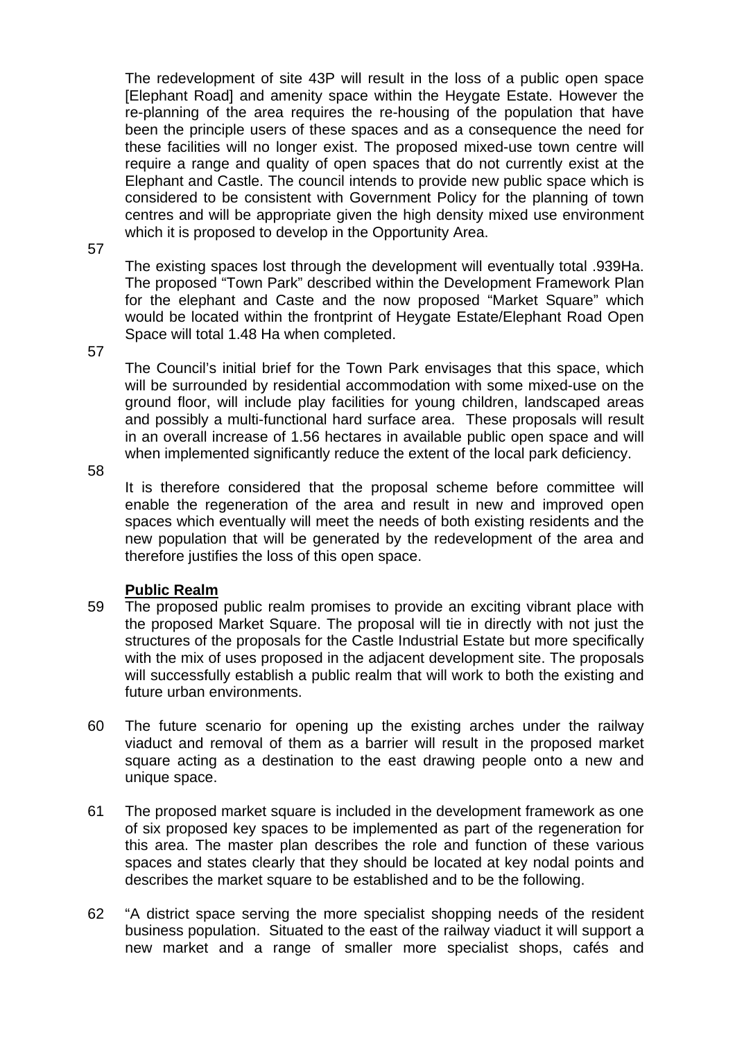The redevelopment of site 43P will result in the loss of a public open space [Elephant Road] and amenity space within the Heygate Estate. However the re-planning of the area requires the re-housing of the population that have been the principle users of these spaces and as a consequence the need for these facilities will no longer exist. The proposed mixed-use town centre will require a range and quality of open spaces that do not currently exist at the Elephant and Castle. The council intends to provide new public space which is considered to be consistent with Government Policy for the planning of town centres and will be appropriate given the high density mixed use environment which it is proposed to develop in the Opportunity Area.

57 The existing spaces lost through the development will eventually total .939Ha. The proposed "Town Park" described within the Development Framework Plan for the elephant and Caste and the now proposed "Market Square" which would be located within the frontprint of Heygate Estate/Elephant Road Open Space will total 1.48 Ha when completed.

57 The Council's initial brief for the Town Park envisages that this space, which will be surrounded by residential accommodation with some mixed-use on the ground floor, will include play facilities for young children, landscaped areas and possibly a multi-functional hard surface area. These proposals will result in an overall increase of 1.56 hectares in available public open space and will when implemented significantly reduce the extent of the local park deficiency.

58 It is therefore considered that the proposal scheme before committee will enable the regeneration of the area and result in new and improved open spaces which eventually will meet the needs of both existing residents and the new population that will be generated by the redevelopment of the area and therefore justifies the loss of this open space.

**Public Realm**

59 The proposed public realm promises to provide an exciting vibrant place with the proposed Market Square. The proposal will tie in directly with not just the structures of the proposals for the Castle Industrial Estate but more specifically with the mix of uses proposed in the adjacent development site. The proposals will successfully establish a public realm that will work to both the existing and future urban environments.

60 The future scenario for opening up the existing arches under the railway viaduct and removal of them as a barrier will result in the proposed market square acting as a destination to the east drawing people onto a new and unique space.

61 The proposed market square is included in the development framework as one of six proposed key spaces to be implemented as part of the regeneration for this area. The master plan describes the role and function of these various spaces and states clearly that they should be located at key nodal points and describes the market square to be established and to be the following.

62 "A district space serving the more specialist shopping needs of the resident business population. Situated to the east of the railway viaduct it will support a new market and a range of smaller more specialist shops, cafés and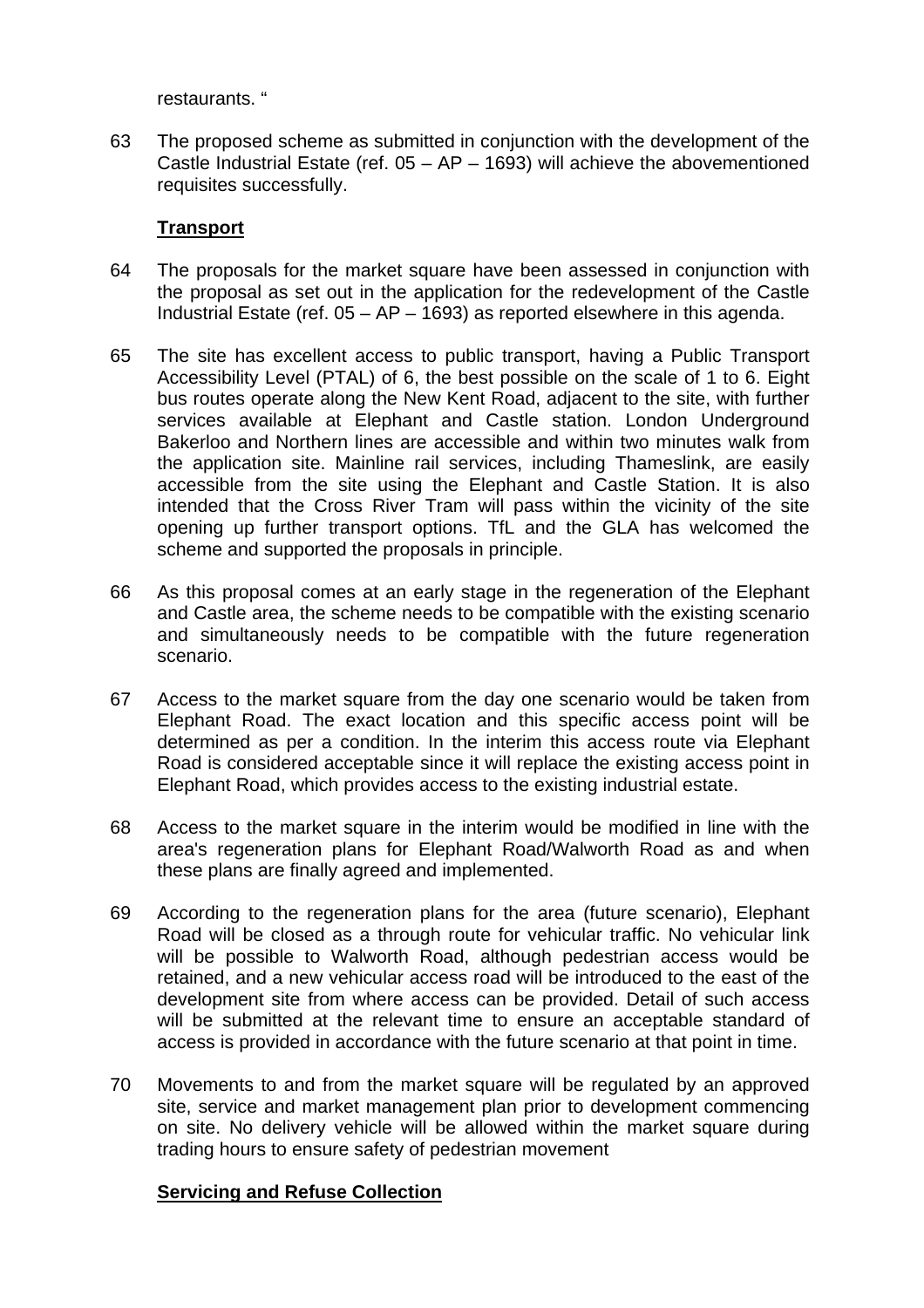restaurants. "

63 The proposed scheme as submitted in conjunction with the development of the Castle Industrial Estate (ref. 05 – AP – 1693) will achieve the abovementioned requisites successfully.

**Transport**

64 The proposals for the market square have been assessed in conjunction with the proposal as set out in the application for the redevelopment of the Castle Industrial Estate (ref. 05 – AP – 1693) as reported elsewhere in this agenda.

65 The site has excellent access to public transport, having a Public Transport Accessibility Level (PTAL) of 6, the best possible on the scale of 1 to 6. Eight bus routes operate along the New Kent Road, adjacent to the site, with further services available at Elephant and Castle station. London Underground Bakerloo and Northern lines are accessible and within two minutes walk from the application site. Mainline rail services, including Thameslink, are easily accessible from the site using the Elephant and Castle Station. It is also intended that the Cross River Tram will pass within the vicinity of the site opening up further transport options. TfL and the GLA has welcomed the scheme and supported the proposals in principle.

66 As this proposal comes at an early stage in the regeneration of the Elephant and Castle area, the scheme needs to be compatible with the existing scenario and simultaneously needs to be compatible with the future regeneration scenario.

67 Access to the market square from the day one scenario would be taken from Elephant Road. The exact location and this specific access point will be determined as per a condition. In the interim this access route via Elephant Road is considered acceptable since it will replace the existing access point in Elephant Road, which provides access to the existing industrial estate.

68 Access to the market square in the interim would be modified in line with the area's regeneration plans for Elephant Road/Walworth Road as and when these plans are finally agreed and implemented.

69 According to the regeneration plans for the area (future scenario), Elephant Road will be closed as a through route for vehicular traffic. No vehicular link will be possible to Walworth Road, although pedestrian access would be retained, and a new vehicular access road will be introduced to the east of the development site from where access can be provided. Detail of such access will be submitted at the relevant time to ensure an acceptable standard of access is provided in accordance with the future scenario at that point in time.

70 Movements to and from the market square will be regulated by an approved site, service and market management plan prior to development commencing on site. No delivery vehicle will be allowed within the market square during trading hours to ensure safety of pedestrian movement

**Servicing and Refuse Collection**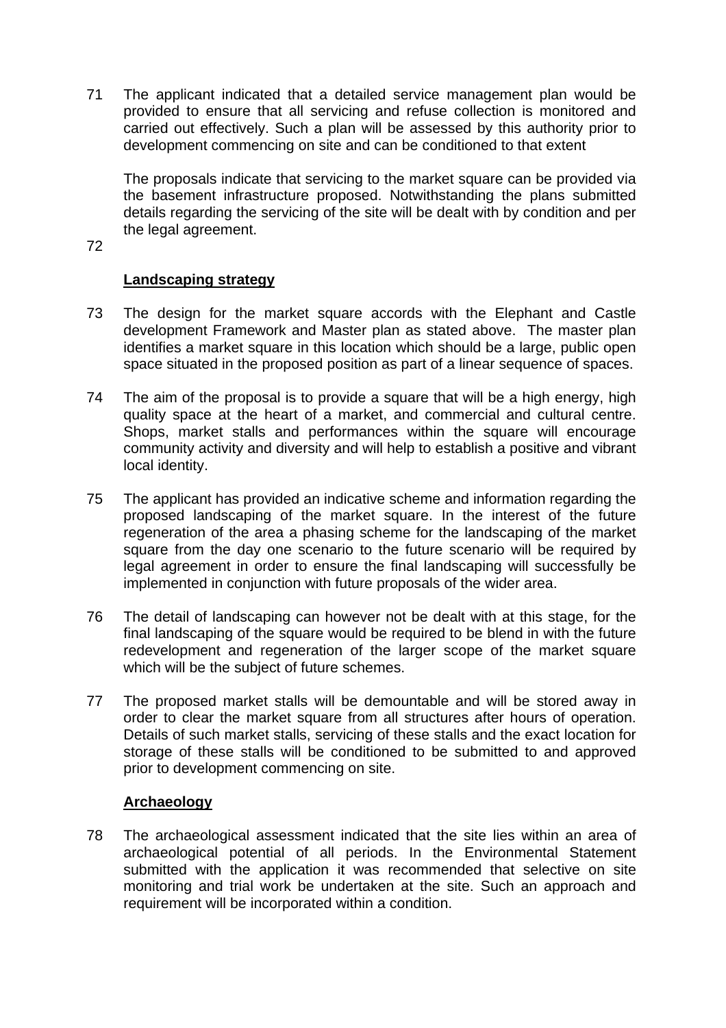71 The applicant indicated that a detailed service management plan would be provided to ensure that all servicing and refuse collection is monitored and carried out effectively. Such a plan will be assessed by this authority prior to development commencing on site and can be conditioned to that extent

The proposals indicate that servicing to the market square can be provided via the basement infrastructure proposed. Notwithstanding the plans submitted details regarding the servicing of the site will be dealt with by condition and per the legal agreement.

72

**Landscaping strategy**

73 The design for the market square accords with the Elephant and Castle development Framework and Master plan as stated above. The master plan identifies a market square in this location which should be a large, public open space situated in the proposed position as part of a linear sequence of spaces.

74 The aim of the proposal is to provide a square that will be a high energy, high quality space at the heart of a market, and commercial and cultural centre. Shops, market stalls and performances within the square will encourage community activity and diversity and will help to establish a positive and vibrant local identity.

75 The applicant has provided an indicative scheme and information regarding the proposed landscaping of the market square. In the interest of the future regeneration of the area a phasing scheme for the landscaping of the market square from the day one scenario to the future scenario will be required by legal agreement in order to ensure the final landscaping will successfully be implemented in conjunction with future proposals of the wider area.

76 The detail of landscaping can however not be dealt with at this stage, for the final landscaping of the square would be required to be blend in with the future redevelopment and regeneration of the larger scope of the market square which will be the subject of future schemes.

77 The proposed market stalls will be demountable and will be stored away in order to clear the market square from all structures after hours of operation. Details of such market stalls, servicing of these stalls and the exact location for storage of these stalls will be conditioned to be submitted to and approved prior to development commencing on site.

**Archaeology**

78 The archaeological assessment indicated that the site lies within an area of archaeological potential of all periods. In the Environmental Statement submitted with the application it was recommended that selective on site monitoring and trial work be undertaken at the site. Such an approach and requirement will be incorporated within a condition.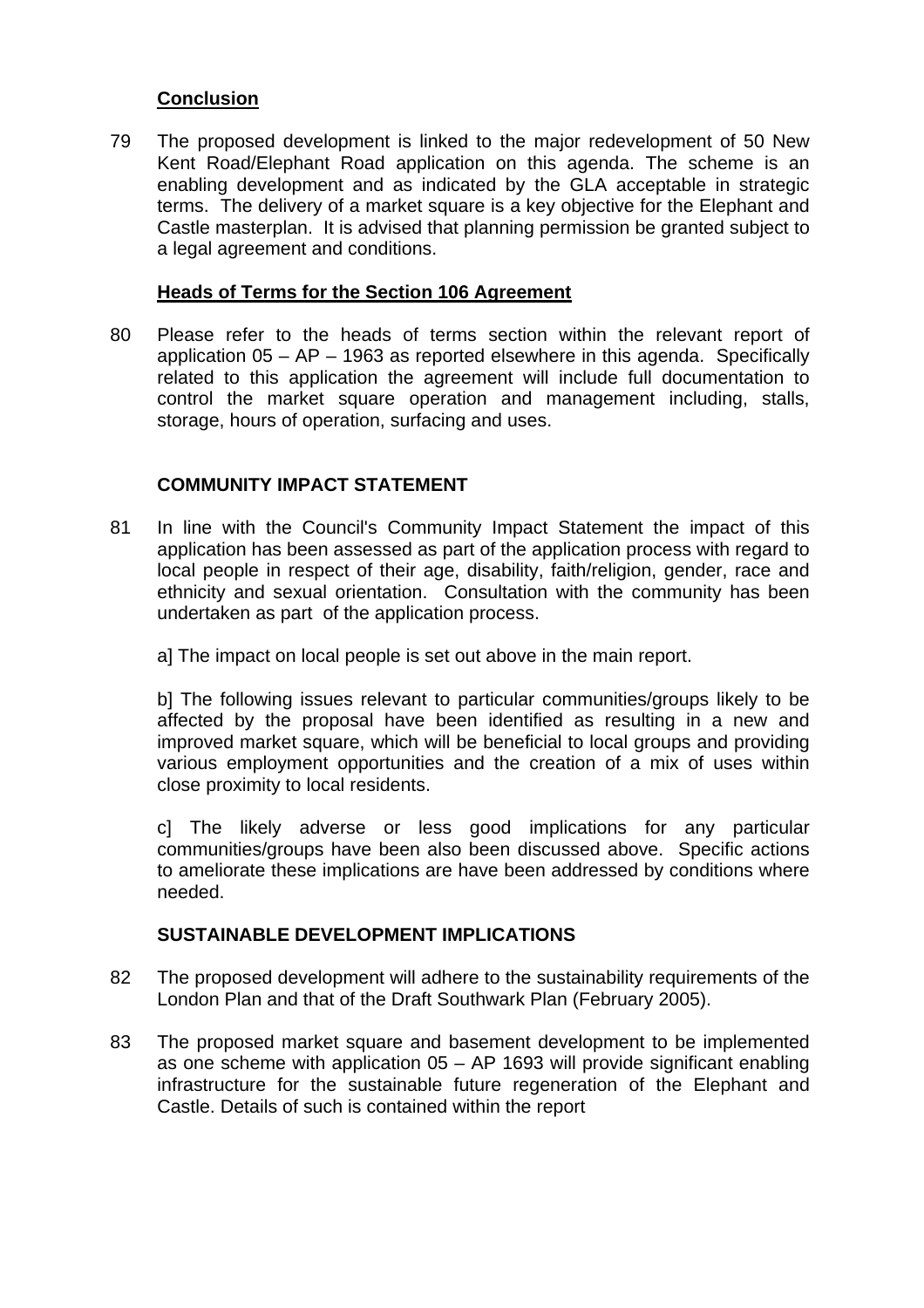## Conclusion

79 The proposed development is linked to the major redevelopment of 50 New Kent Road/Elephant Road application on this agenda. The scheme is an enabling development and as indicated by the GLA acceptable in strategic terms. The delivery of a market square is a key objective for the Elephant and Castle masterplan. It is advised that planning permission be granted subject to a legal agreement and conditions.

## Heads of Terms for the Section 106 Agreement

80 Please refer to the heads of terms section within the relevant report of application 05 – AP – 1963 as reported elsewhere in this agenda. Specifically related to this application the agreement will include full documentation to control the market square operation and management including, stalls, storage, hours of operation, surfacing and uses.

## COMMUNITY IMPACT STATEMENT

81 In line with the Council's Community Impact Statement the impact of this application has been assessed as part of the application process with regard to local people in respect of their age, disability, faith/religion, gender, race and ethnicity and sexual orientation. Consultation with the community has been undertaken as part of the application process.

a] The impact on local people is set out above in the main report.

b] The following issues relevant to particular communities/groups likely to be affected by the proposal have been identified as resulting in a new and improved market square, which will be beneficial to local groups and providing various employment opportunities and the creation of a mix of uses within close proximity to local residents.

c] The likely adverse or less good implications for any particular communities/groups have been also been discussed above. Specific actions to ameliorate these implications are have been addressed by conditions where needed.

## SUSTAINABLE DEVELOPMENT IMPLICATIONS

82 The proposed development will adhere to the sustainability requirements of the London Plan and that of the Draft Southwark Plan (February 2005).

83 The proposed market square and basement development to be implemented as one scheme with application 05 – AP 1693 will provide significant enabling infrastructure for the sustainable future regeneration of the Elephant and Castle. Details of such is contained within the report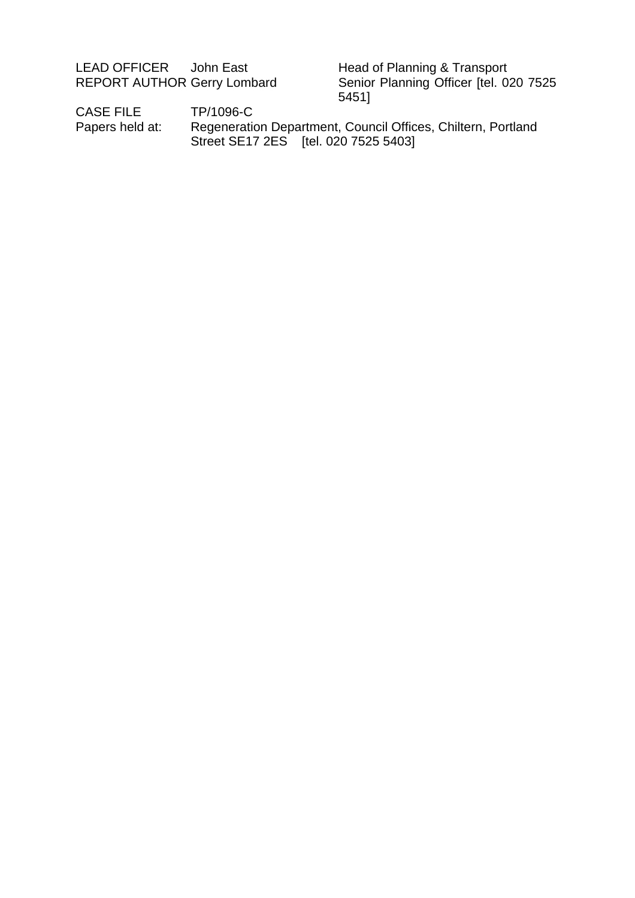| | | |
|---|---|---|
| LEAD OFFICER | John East | Head of Planning & Transport |
| REPORT AUTHOR | Gerry Lombard | Senior Planning Officer [tel. 020 7525 5451] |
| CASE FILE | TP/1096-C | |
| Papers held at: | Regeneration Department, Council Offices, Chiltern, Portland Street SE17 2ES [tel. 020 7525 5403] | |